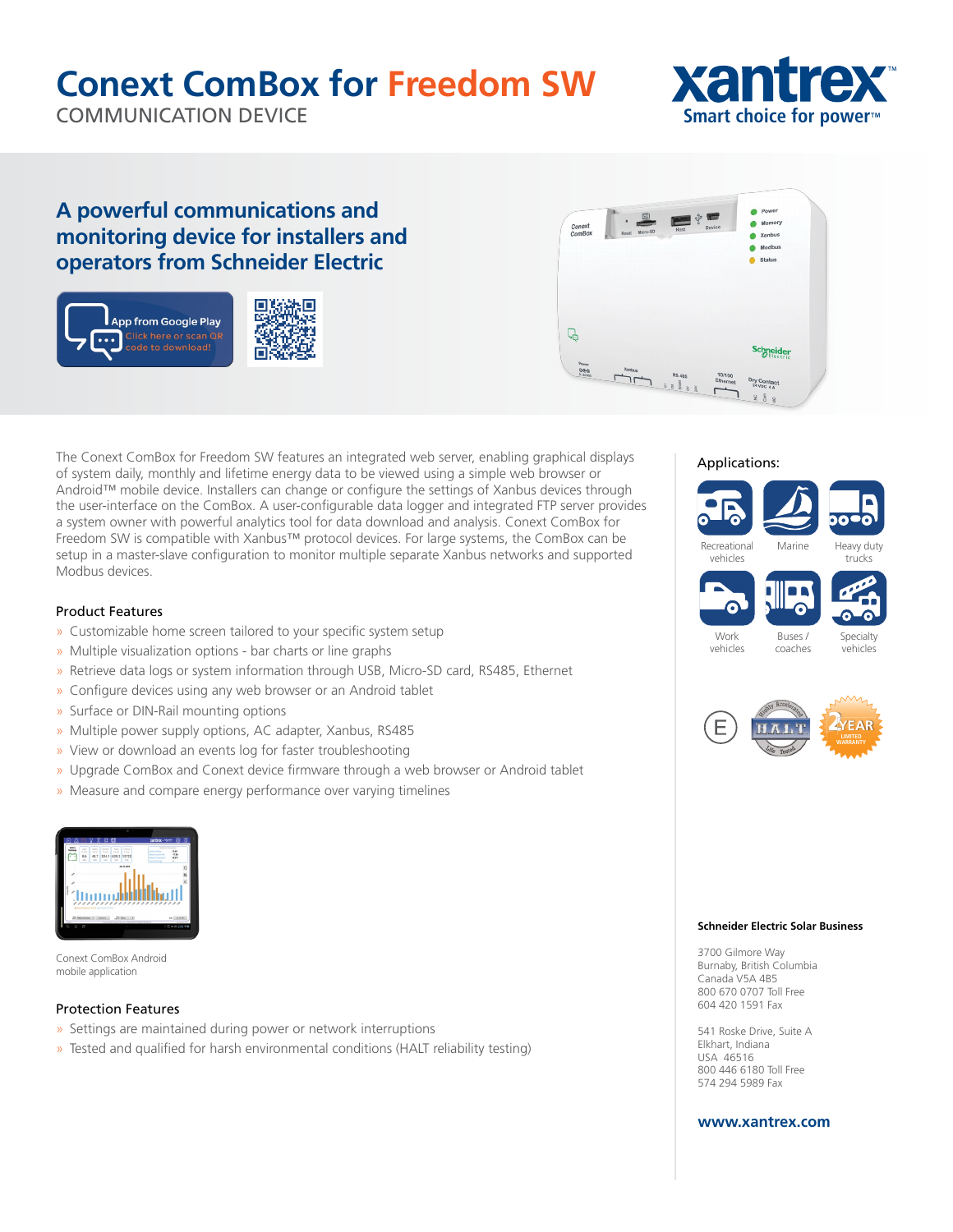# Conext ComBox for Freedom SW

COMMUNICATION DEVICE

xantrex
Smart choice for power™

## A powerful communications and monitoring device for installers and operators from Schneider Electric

App from Google Play
Click here or scan QR code to download!

The Conext ComBox for Freedom SW features an integrated web server, enabling graphical displays of system daily, monthly and lifetime energy data to be viewed using a simple web browser or Android™ mobile device. Installers can change or configure the settings of Xanbus devices through the user-interface on the ComBox. A user-configurable data logger and integrated FTP server provides a system owner with powerful analytics tool for data download and analysis. Conext ComBox for Freedom SW is compatible with Xanbus™ protocol devices. For large systems, the ComBox can be setup in a master-slave configuration to monitor multiple separate Xanbus networks and supported Modbus devices.

### Product Features

- Customizable home screen tailored to your specific system setup
- Multiple visualization options - bar charts or line graphs
- Retrieve data logs or system information through USB, Micro-SD card, RS485, Ethernet
- Configure devices using any web browser or an Android tablet
- Surface or DIN-Rail mounting options
- Multiple power supply options, AC adapter, Xanbus, RS485
- View or download an events log for faster troubleshooting
- Upgrade ComBox and Conext device firmware through a web browser or Android tablet
- Measure and compare energy performance over varying timelines

Conext ComBox Android mobile application

### Protection Features

- Settings are maintained during power or network interruptions
- Tested and qualified for harsh environmental conditions (HALT reliability testing)

### Applications:

- Recreational vehicles
- Marine
- Heavy duty trucks
- Work vehicles
- Buses / coaches
- Specialty vehicles

2 YEAR LIMITED WARRANTY

**Schneider Electric Solar Business**

3700 Gilmore Way
Burnaby, British Columbia
Canada V5A 4B5
800 670 0707 Toll Free
604 420 1591 Fax

541 Roske Drive, Suite A
Elkhart, Indiana
USA 46516
800 446 6180 Toll Free
574 294 5989 Fax

**www.xantrex.com**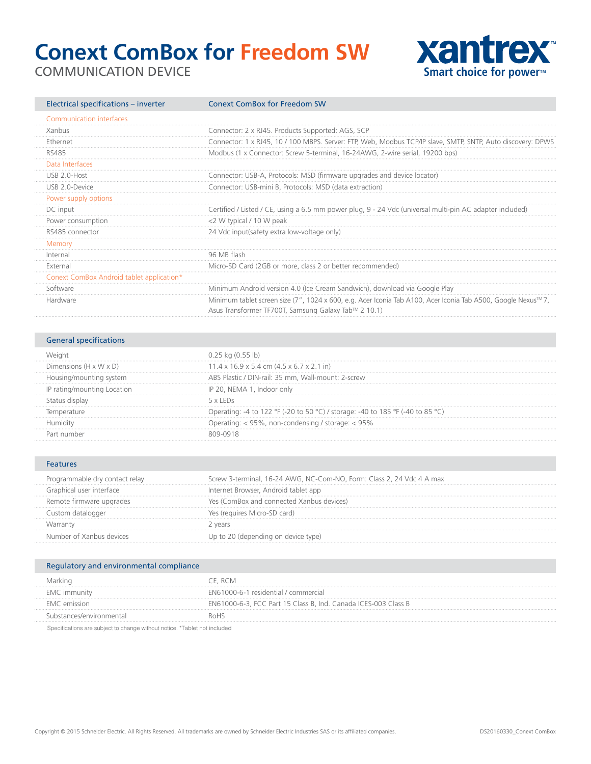# Conext ComBox for Freedom SW

COMMUNICATION DEVICE

xantrex
Smart choice for power™

| Electrical specifications – inverter | Conext ComBox for Freedom SW |
|---|---|
| Communication interfaces | |
| Xanbus | Connector: 2 x RJ45. Products Supported: AGS, SCP |
| Ethernet | Connector: 1 x RJ45, 10 / 100 MBPS. Server: FTP, Web, Modbus TCP/IP slave, SMTP, SNTP, Auto discovery: DPWS |
| RS485 | Modbus (1 x Connector: Screw 5-terminal, 16-24AWG, 2-wire serial, 19200 bps) |
| Data Interfaces | |
| USB 2.0-Host | Connector: USB-A, Protocols: MSD (firmware upgrades and device locator) |
| USB 2.0-Device | Connector: USB-mini B, Protocols: MSD (data extraction) |
| Power supply options | |
| DC input | Certified / Listed / CE, using a 6.5 mm power plug, 9 - 24 Vdc (universal multi-pin AC adapter included) |
| Power consumption | <2 W typical / 10 W peak |
| RS485 connector | 24 Vdc input(safety extra low-voltage only) |
| Memory | |
| Internal | 96 MB flash |
| External | Micro-SD Card (2GB or more, class 2 or better recommended) |
| Conext ComBox Android tablet application* | |
| Software | Minimum Android version 4.0 (Ice Cream Sandwich), download via Google Play |
| Hardware | Minimum tablet screen size (7", 1024 x 600, e.g. Acer Iconia Tab A100, Acer Iconia Tab A500, Google Nexus™ 7, Asus Transformer TF700T, Samsung Galaxy Tab™ 2 10.1) |

| General specifications | |
|---|---|
| Weight | 0.25 kg (0.55 lb) |
| Dimensions (H x W x D) | 11.4 x 16.9 x 5.4 cm (4.5 x 6.7 x 2.1 in) |
| Housing/mounting system | ABS Plastic / DIN-rail: 35 mm, Wall-mount: 2-screw |
| IP rating/mounting Location | IP 20, NEMA 1, Indoor only |
| Status display | 5 x LEDs |
| Temperature | Operating: -4 to 122 °F (-20 to 50 °C) / storage: -40 to 185 °F (-40 to 85 °C) |
| Humidity | Operating: < 95%, non-condensing / storage: < 95% |
| Part number | 809-0918 |

| Features | |
|---|---|
| Programmable dry contact relay | Screw 3-terminal, 16-24 AWG, NC-Com-NO, Form: Class 2, 24 Vdc 4 A max |
| Graphical user interface | Internet Browser, Android tablet app |
| Remote firmware upgrades | Yes (ComBox and connected Xanbus devices) |
| Custom datalogger | Yes (requires Micro-SD card) |
| Warranty | 2 years |
| Number of Xanbus devices | Up to 20 (depending on device type) |

| Regulatory and environmental compliance | |
|---|---|
| Marking | CE, RCM |
| EMC immunity | EN61000-6-1 residential / commercial |
| EMC emission | EN61000-6-3, FCC Part 15 Class B, Ind. Canada ICES-003 Class B |
| Substances/environmental | RoHS |

Specifications are subject to change without notice. *Tablet not included

Copyright © 2015 Schneider Electric. All Rights Reserved. All trademarks are owned by Schneider Electric Industries SAS or its affiliated companies.

DS20160330_Conext ComBox